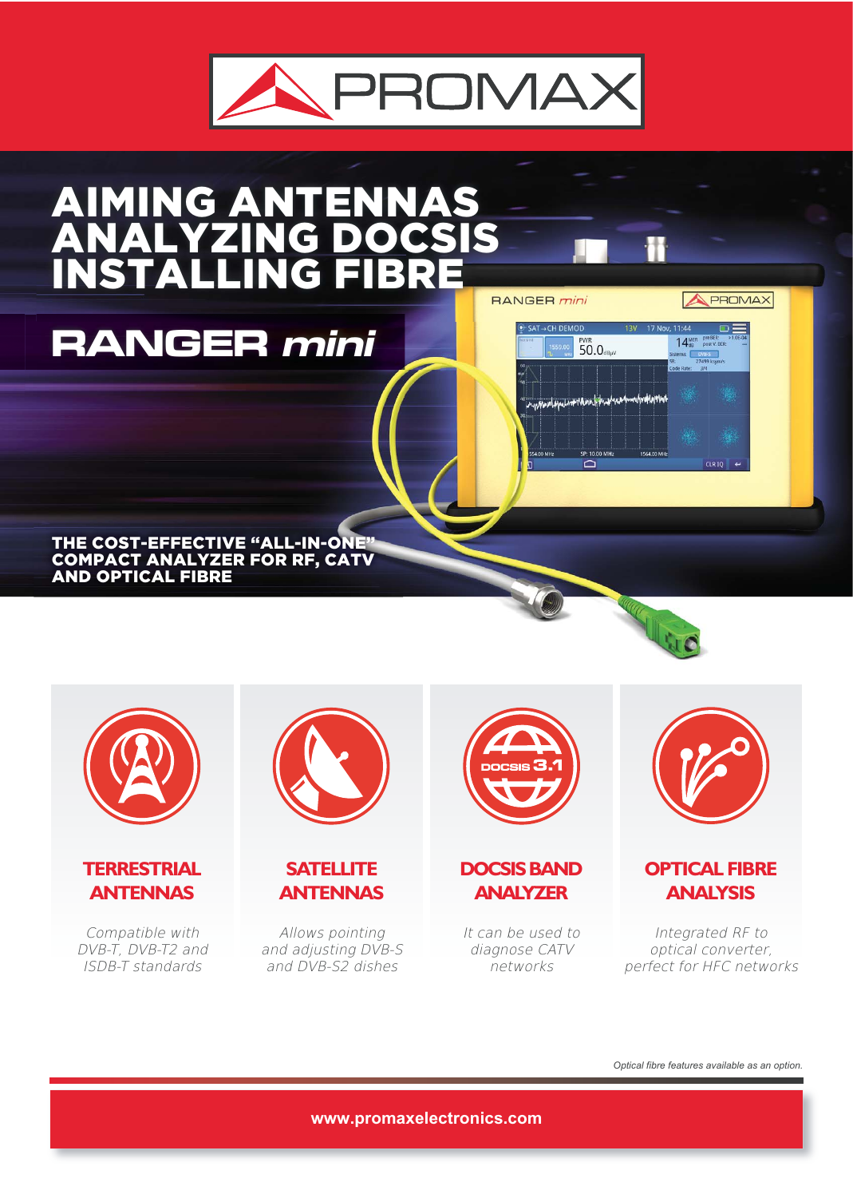# AIMING ANTENNAS ANALYZING DOCSIS INSTALLING FIBRE

## RANGER *mini*

**THE COST-EFFECTIVE "ALL-IN-ONE" COMPACT ANALYZER FOR RF, CATV AND OPTICAL FIBRE**

### TERRESTRIAL ANTENNAS

*Compatible with DVB-T, DVB-T2 and ISDB-T standards*

### SATELLITE ANTENNAS

*Allows pointing and adjusting DVB-S and DVB-S2 dishes*

### DOCSIS BAND ANALYZER

*It can be used to diagnose CATV networks*

### OPTICAL FIBRE ANALYSIS

*Integrated RF to optical converter, perfect for HFC networks*

*Optical fibre features available as an option.*

**www.promaxelectronics.com**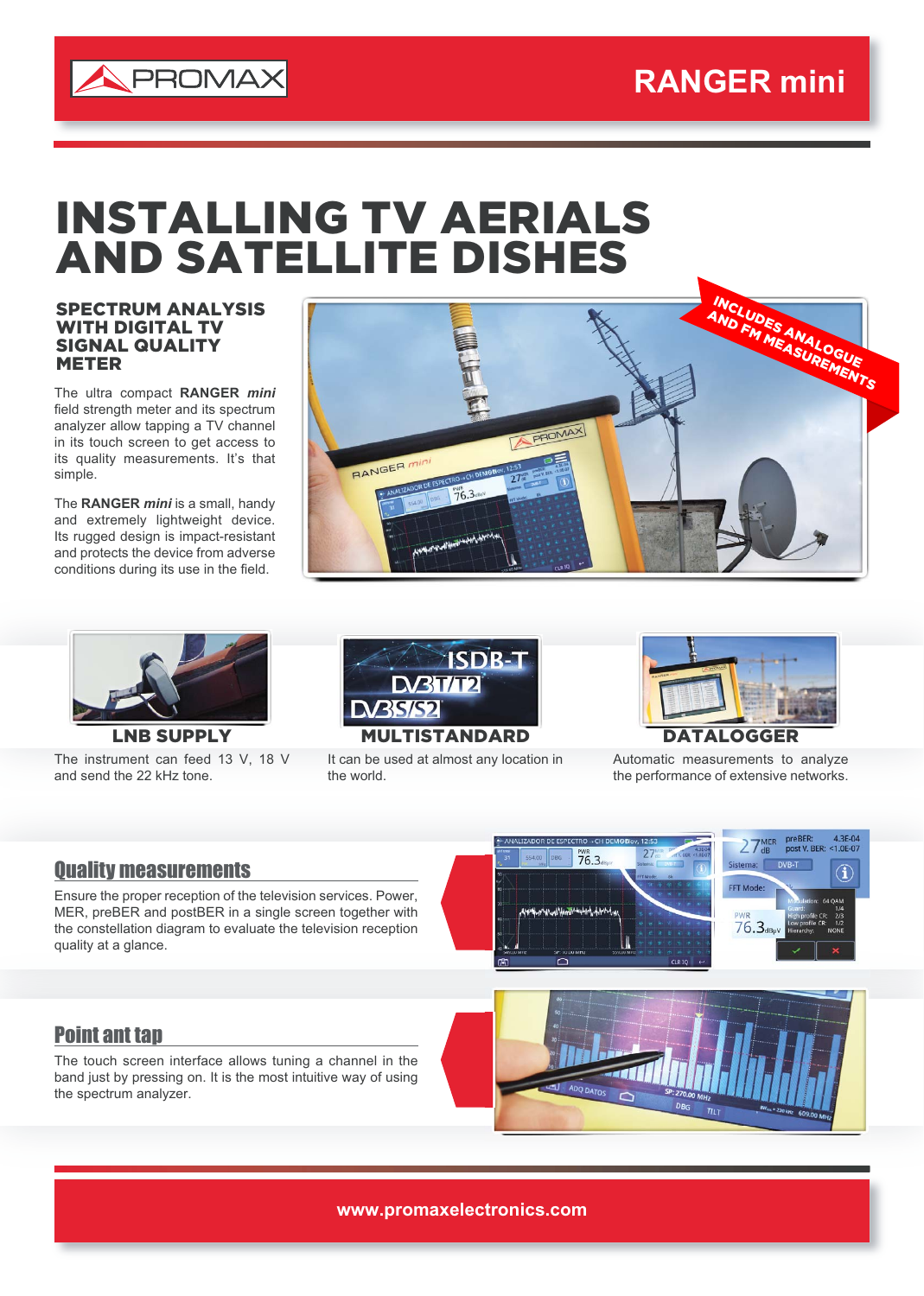# INSTALLING TV AERIALS AND SATELLITE DISHES

### SPECTRUM ANALYSIS WITH DIGITAL TV SIGNAL QUALITY METER

The ultra compact **RANGER *mini*** field strength meter and its spectrum analyzer allow tapping a TV channel in its touch screen to get access to its quality measurements. It's that simple.

The **RANGER *mini*** is a small, handy and extremely lightweight device. Its rugged design is impact-resistant and protects the device from adverse conditions during its use in the field.

INCLUDES ANALOGUE AND FM MEASUREMENTS

### LNB SUPPLY

The instrument can feed 13 V, 18 V and send the 22 kHz tone.

### MULTISTANDARD

It can be used at almost any location in the world.

### DATALOGGER

Automatic measurements to analyze the performance of extensive networks.

## Quality measurements

Ensure the proper reception of the television services. Power, MER, preBER and postBER in a single screen together with the constellation diagram to evaluate the television reception quality at a glance.

## Point ant tap

The touch screen interface allows tuning a channel in the band just by pressing on. It is the most intuitive way of using the spectrum analyzer.

www.promaxelectronics.com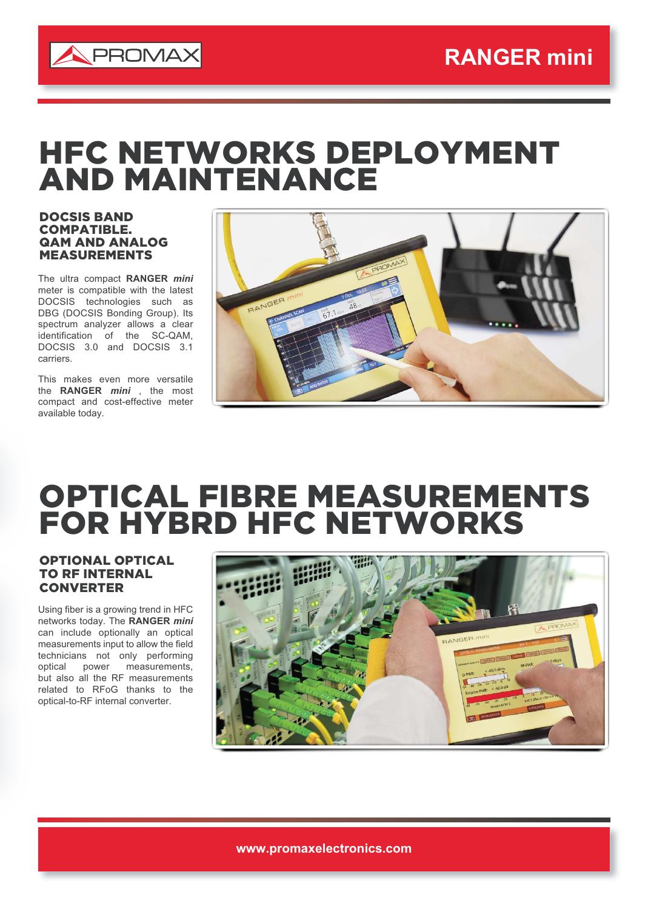# HFC NETWORKS DEPLOYMENT AND MAINTENANCE

### DOCSIS BAND COMPATIBLE. QAM AND ANALOG MEASUREMENTS

The ultra compact **RANGER *mini*** meter is compatible with the latest DOCSIS technologies such as DBG (DOCSIS Bonding Group). Its spectrum analyzer allows a clear identification of the SC-QAM, DOCSIS 3.0 and DOCSIS 3.1 carriers.

This makes even more versatile the **RANGER *mini*** , the most compact and cost-effective meter available today.

# OPTICAL FIBRE MEASUREMENTS FOR HYBRD HFC NETWORKS

### OPTIONAL OPTICAL TO RF INTERNAL CONVERTER

Using fiber is a growing trend in HFC networks today. The **RANGER *mini*** can include optionally an optical measurements input to allow the field technicians not only performing optical power measurements, but also all the RF measurements related to RFoG thanks to the optical-to-RF internal converter.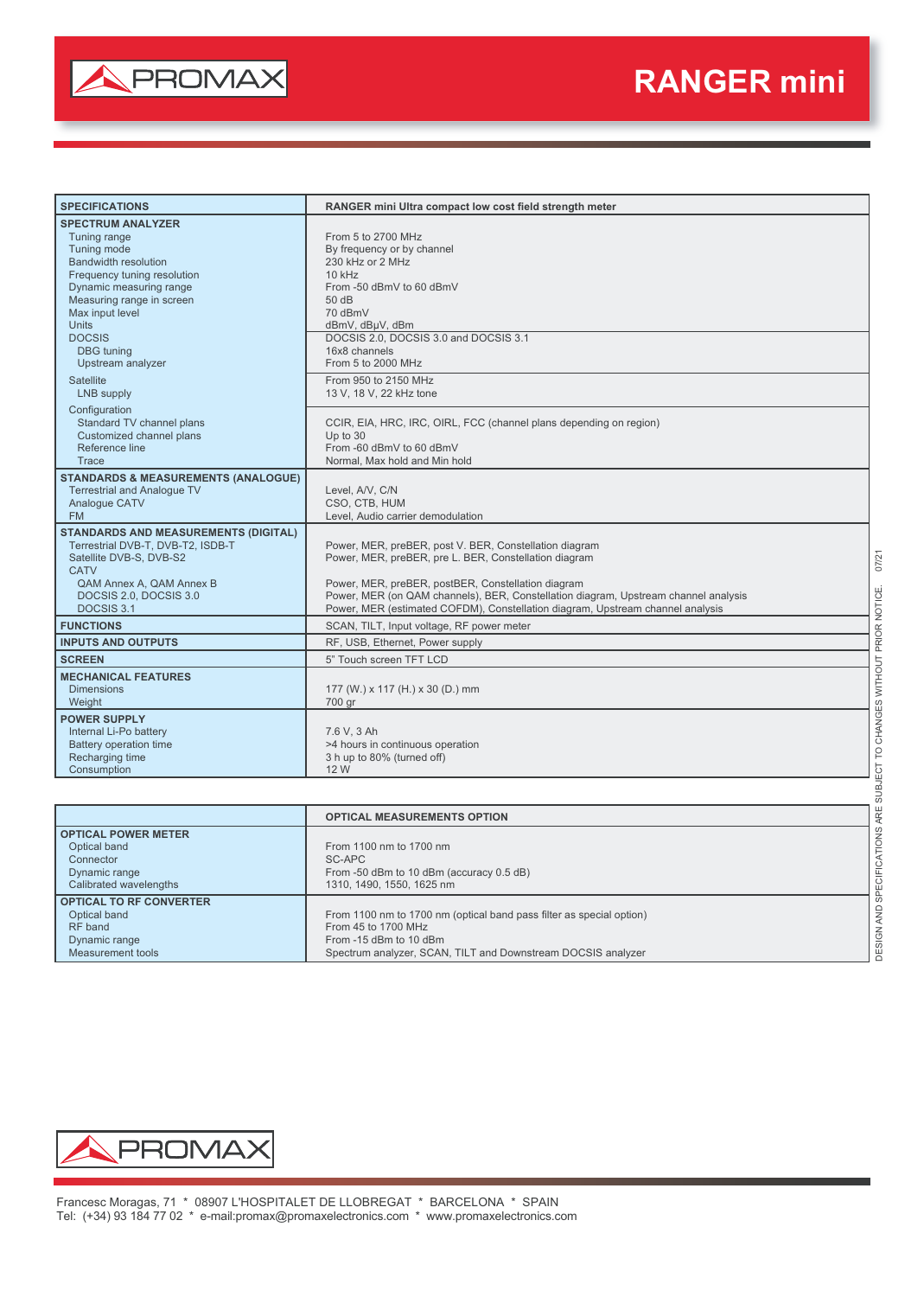# RANGER mini

| SPECIFICATIONS | RANGER mini Ultra compact low cost field strength meter |
|---|---|
| **SPECTRUM ANALYZER** | |
| Tuning range | From 5 to 2700 MHz |
| Tuning mode | By frequency or by channel |
| Bandwidth resolution | 230 kHz or 2 MHz |
| Frequency tuning resolution | 10 kHz |
| Dynamic measuring range | From -50 dBmV to 60 dBmV |
| Measuring range in screen | 50 dB |
| Max input level | 70 dBmV |
| Units | dBmV, dBµV, dBm |
| DOCSIS | DOCSIS 2.0, DOCSIS 3.0 and DOCSIS 3.1 |
| DBG tuning | 16x8 channels |
| Upstream analyzer | From 5 to 2000 MHz |
| Satellite | From 950 to 2150 MHz |
| LNB supply | 13 V, 18 V, 22 kHz tone |
| Configuration | |
| Standard TV channel plans | CCIR, EIA, HRC, IRC, OIRL, FCC (channel plans depending on region) |
| Customized channel plans | Up to 30 |
| Reference line | From -60 dBmV to 60 dBmV |
| Trace | Normal, Max hold and Min hold |
| **STANDARDS & MEASUREMENTS (ANALOGUE)** | |
| Terrestrial and Analogue TV | Level, A/V, C/N |
| Analogue CATV | CSO, CTB, HUM |
| FM | Level, Audio carrier demodulation |
| **STANDARDS AND MEASUREMENTS (DIGITAL)** | |
| Terrestrial DVB-T, DVB-T2, ISDB-T | Power, MER, preBER, post V. BER, Constellation diagram |
| Satellite DVB-S, DVB-S2 | Power, MER, preBER, pre L. BER, Constellation diagram |
| CATV | |
| QAM Annex A, QAM Annex B | Power, MER, preBER, postBER, Constellation diagram |
| DOCSIS 2.0, DOCSIS 3.0 | Power, MER (on QAM channels), BER, Constellation diagram, Upstream channel analysis |
| DOCSIS 3.1 | Power, MER (estimated COFDM), Constellation diagram, Upstream channel analysis |
| **FUNCTIONS** | SCAN, TILT, Input voltage, RF power meter |
| **INPUTS AND OUTPUTS** | RF, USB, Ethernet, Power supply |
| **SCREEN** | 5" Touch screen TFT LCD |
| **MECHANICAL FEATURES** | |
| Dimensions | 177 (W.) x 117 (H.) x 30 (D.) mm |
| Weight | 700 gr |
| **POWER SUPPLY** | |
| Internal Li-Po battery | 7.6 V, 3 Ah |
| Battery operation time | >4 hours in continuous operation |
| Recharging time | 3 h up to 80% (turned off) |
| Consumption | 12 W |

| | OPTICAL MEASUREMENTS OPTION |
|---|---|
| **OPTICAL POWER METER** | |
| Optical band | From 1100 nm to 1700 nm |
| Connector | SC-APC |
| Dynamic range | From -50 dBm to 10 dBm (accuracy 0.5 dB) |
| Calibrated wavelengths | 1310, 1490, 1550, 1625 nm |
| **OPTICAL TO RF CONVERTER** | |
| Optical band | From 1100 nm to 1700 nm (optical band pass filter as special option) |
| RF band | From 45 to 1700 MHz |
| Dynamic range | From -15 dBm to 10 dBm |
| Measurement tools | Spectrum analyzer, SCAN, TILT and Downstream DOCSIS analyzer |

DESIGN AND SPECIFICATIONS ARE SUBJECT TO CHANGES WITHOUT PRIOR NOTICE. 07/21

PROMAX

Francesc Moragas, 71 * 08907 L'HOSPITALET DE LLOBREGAT * BARCELONA * SPAIN
Tel: (+34) 93 184 77 02 * e-mail:promax@promaxelectronics.com * www.promaxelectronics.com